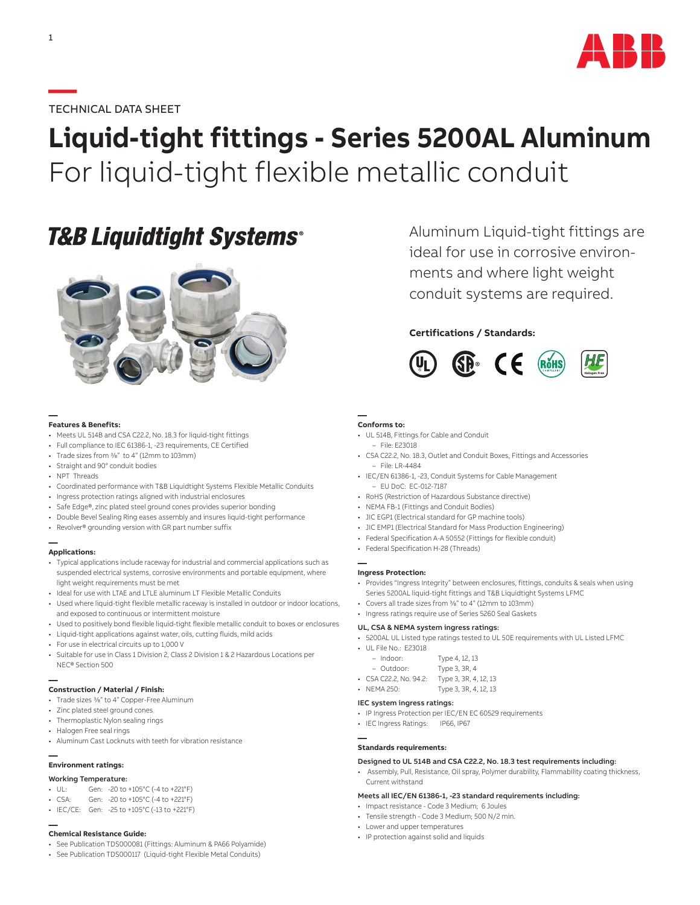TECHNICAL DATA SHEET

# Liquid-tight fittings - Series 5200AL Aluminum

For liquid-tight flexible metallic conduit

**T&B Liquidtight Systems®**

Aluminum Liquid-tight fittings are ideal for use in corrosive environments and where light weight conduit systems are required.

**Certifications / Standards:**

### Features & Benefits:

- Meets UL 514B and CSA C22.2, No. 18.3 for liquid-tight fittings
- Full compliance to IEC 61386-1, -23 requirements, CE Certified
- Trade sizes from ⅜" to 4" (12mm to 103mm)
- Straight and 90° conduit bodies
- NPT Threads
- Coordinated performance with T&B Liquidtight Systems Flexible Metallic Conduits
- Ingress protection ratings aligned with industrial enclosures
- Safe Edge®, zinc plated steel ground cones provides superior bonding
- Double Bevel Sealing Ring eases assembly and insures liquid-tight performance
- Revolver® grounding version with GR part number suffix

### Applications:

- Typical applications include raceway for industrial and commercial applications such as suspended electrical systems, corrosive environments and portable equipment, where light weight requirements must be met
- Ideal for use with LTAE and LTLE aluminum LT Flexible Metallic Conduits
- Used where liquid-tight flexible metallic raceway is installed in outdoor or indoor locations, and exposed to continuous or intermittent moisture
- Used to positively bond flexible liquid-tight flexible metallic conduit to boxes or enclosures
- Liquid-tight applications against water, oils, cutting fluids, mild acids
- For use in electrical circuits up to 1,000 V
- Suitable for use in Class 1 Division 2, Class 2 Division 1 & 2 Hazardous Locations per NEC® Section 500

### Construction / Material / Finish:

- Trade sizes ⅜" to 4" Copper-Free Aluminum
- Zinc plated steel ground cones
- Thermoplastic Nylon sealing rings
- Halogen Free seal rings
- Aluminum Cast Locknuts with teeth for vibration resistance

### Environment ratings:

**Working Temperature:**

- UL: Gen: -20 to +105°C (-4 to +221°F)
- CSA: Gen: -20 to +105°C (-4 to +221°F)
- IEC/CE: Gen: -25 to +105°C (-13 to +221°F)

### Chemical Resistance Guide:

- See Publication TDS000081 (Fittings: Aluminum & PA66 Polyamide)
- See Publication TDS000117 (Liquid-tight Flexible Metal Conduits)

### Conforms to:

- UL 514B, Fittings for Cable and Conduit
  - File: E23018
- CSA C22.2, No. 18.3, Outlet and Conduit Boxes, Fittings and Accessories
  - File: LR-4484
- IEC/EN 61386-1, -23, Conduit Systems for Cable Management
  - EU DoC: EC-012-7187
- RoHS (Restriction of Hazardous Substance directive)
- NEMA FB-1 (Fittings and Conduit Bodies)
- JIC EGP1 (Electrical standard for GP machine tools)
- JIC EMP1 (Electrical Standard for Mass Production Engineering)
- Federal Specification A-A 50552 (Fittings for flexible conduit)
- Federal Specification H-28 (Threads)

### Ingress Protection:

- Provides "Ingress Integrity" between enclosures, fittings, conduits & seals when using Series 5200AL liquid-tight fittings and T&B Liquidtight Systems LFMC
- Covers all trade sizes from ⅜" to 4" (12mm to 103mm)
- Ingress ratings require use of Series 5260 Seal Gaskets

**UL, CSA & NEMA system ingress ratings:**

- 5200AL UL Listed type ratings tested to UL 50E requirements with UL Listed LFMC
- UL File No.: E23018
  - Indoor: Type 4, 12, 13
  - Outdoor: Type 3, 3R, 4
- CSA C22.2, No. 94.2: Type 3, 3R, 4, 12, 13
- NEMA 250: Type 3, 3R, 4, 12, 13

**IEC system ingress ratings:**

- IP Ingress Protection per IEC/EN EC 60529 requirements
- IEC Ingress Ratings: IP66, IP67

### Standards requirements:

**Designed to UL 514B and CSA C22.2, No. 18.3 test requirements including:**

- Assembly, Pull, Resistance, Oil spray, Polymer durability, Flammability coating thickness, Current withstand

**Meets all IEC/EN 61386-1, -23 standard requirements including:**

- Impact resistance - Code 3 Medium; 6 Joules
- Tensile strength - Code 3 Medium; 500 N/2 min.
- Lower and upper temperatures
- IP protection against solid and liquids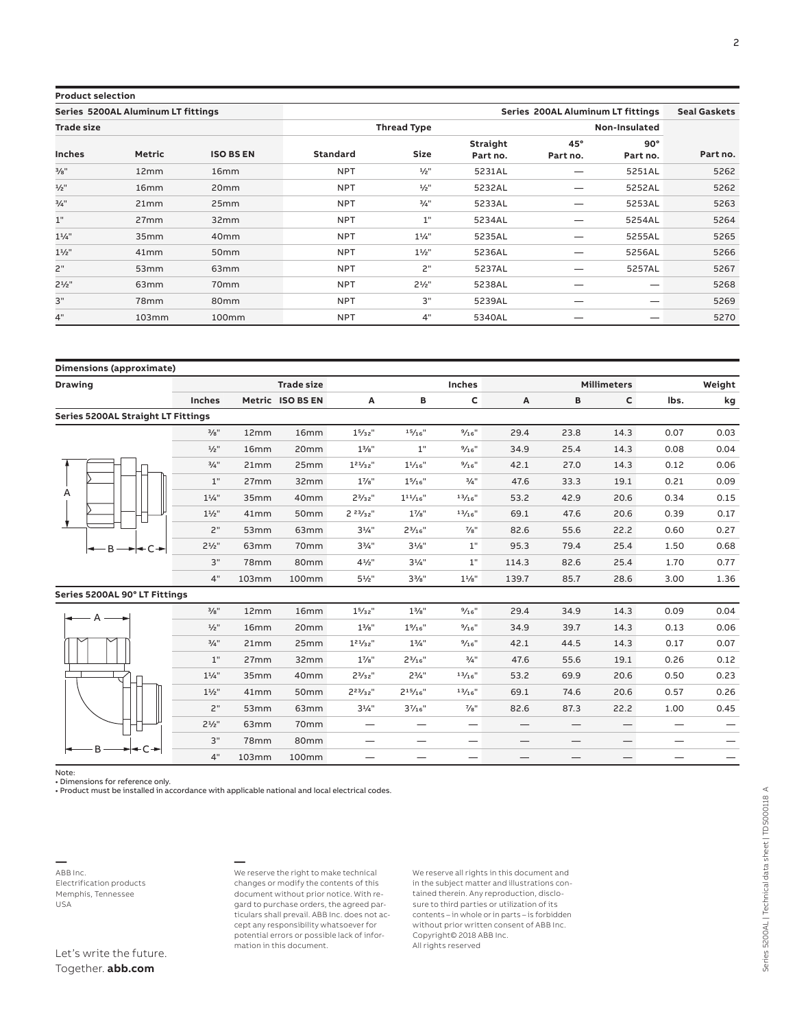## Product selection

| Series 5200AL Aluminum LT fittings | | | | | Series 200AL Aluminum LT fittings | | | Seal Gaskets |
|---|---|---|---|---|---|---|---|---|
| Trade size | | | Thread Type | | Non-Insulated | | | |
| Inches | Metric | ISO BS EN | Standard | Size | Straight Part no. | 45° Part no. | 90° Part no. | Part no. |
| ⅜" | 12mm | 16mm | NPT | ½" | 5231AL | — | 5251AL | 5262 |
| ½" | 16mm | 20mm | NPT | ½" | 5232AL | — | 5252AL | 5262 |
| ¾" | 21mm | 25mm | NPT | ¾" | 5233AL | — | 5253AL | 5263 |
| 1" | 27mm | 32mm | NPT | 1" | 5234AL | — | 5254AL | 5264 |
| 1¼" | 35mm | 40mm | NPT | 1¼" | 5235AL | — | 5255AL | 5265 |
| 1½" | 41mm | 50mm | NPT | 1½" | 5236AL | — | 5256AL | 5266 |
| 2" | 53mm | 63mm | NPT | 2" | 5237AL | — | 5257AL | 5267 |
| 2½" | 63mm | 70mm | NPT | 2½" | 5238AL | — | — | 5268 |
| 3" | 78mm | 80mm | NPT | 3" | 5239AL | — | — | 5269 |
| 4" | 103mm | 100mm | NPT | 4" | 5340AL | — | — | 5270 |

## Dimensions (approximate)

| Drawing | Trade size | | | Inches | | | Millimeters | | | Weight | |
|---|---|---|---|---|---|---|---|---|---|---|---|
| | Inches | Metric | ISO BS EN | A | B | C | A | B | C | lbs. | kg |
| **Series 5200AL Straight LT Fittings** | | | | | | | | | | | |
| | ⅜" | 12mm | 16mm | 1⅛₃₂" | ¹⁵⁄₁₆" | ⁹⁄₁₆" | 29.4 | 23.8 | 14.3 | 0.07 | 0.03 |
| | ½" | 16mm | 20mm | 1⅜" | 1" | ⁹⁄₁₆" | 34.9 | 25.4 | 14.3 | 0.08 | 0.04 |
| | ¾" | 21mm | 25mm | 1²¹⁄₃₂" | 1¹⁄₁₆" | ⁹⁄₁₆" | 42.1 | 27.0 | 14.3 | 0.12 | 0.06 |
| | 1" | 27mm | 32mm | 1⅞" | 1⁵⁄₁₆" | ¾" | 47.6 | 33.3 | 19.1 | 0.21 | 0.09 |
| A | 1¼" | 35mm | 40mm | 2³⁄₃₂" | 1¹¹⁄₁₆" | ¹³⁄₁₆" | 53.2 | 42.9 | 20.6 | 0.34 | 0.15 |
| | 1½" | 41mm | 50mm | 2 ²³⁄₃₂" | 1⅞" | ¹³⁄₁₆" | 69.1 | 47.6 | 20.6 | 0.39 | 0.17 |
| | 2" | 53mm | 63mm | 3¼" | 2³⁄₁₆" | ⅞" | 82.6 | 55.6 | 22.2 | 0.60 | 0.27 |
| B C | 2½" | 63mm | 70mm | 3¾" | 3⅛" | 1" | 95.3 | 79.4 | 25.4 | 1.50 | 0.68 |
| | 3" | 78mm | 80mm | 4½" | 3¼" | 1" | 114.3 | 82.6 | 25.4 | 1.70 | 0.77 |
| | 4" | 103mm | 100mm | 5½" | 3⅜" | 1⅛" | 139.7 | 85.7 | 28.6 | 3.00 | 1.36 |
| **Series 5200AL 90° LT Fittings** | | | | | | | | | | | |
| A | ⅜" | 12mm | 16mm | 1⁵⁄₃₂" | 1⅜" | ⁹⁄₁₆" | 29.4 | 34.9 | 14.3 | 0.09 | 0.04 |
| | ½" | 16mm | 20mm | 1⅜" | 1⁹⁄₁₆" | ⁹⁄₁₆" | 34.9 | 39.7 | 14.3 | 0.13 | 0.06 |
| | ¾" | 21mm | 25mm | 1²¹⁄₃₂" | 1¾" | ⁹⁄₁₆" | 42.1 | 44.5 | 14.3 | 0.17 | 0.07 |
| | 1" | 27mm | 32mm | 1⅞" | 2³⁄₁₆" | ¾" | 47.6 | 55.6 | 19.1 | 0.26 | 0.12 |
| | 1¼" | 35mm | 40mm | 2³⁄₃₂" | 2¾" | ¹³⁄₁₆" | 53.2 | 69.9 | 20.6 | 0.50 | 0.23 |
| | 1½" | 41mm | 50mm | 2²³⁄₃₂" | 2¹⁵⁄₁₆" | ¹³⁄₁₆" | 69.1 | 74.6 | 20.6 | 0.57 | 0.26 |
| | 2" | 53mm | 63mm | 3¼" | 3⁷⁄₁₆" | ⅞" | 82.6 | 87.3 | 22.2 | 1.00 | 0.45 |
| | 2½" | 63mm | 70mm | — | — | — | — | — | — | — | — |
| | 3" | 78mm | 80mm | — | — | — | — | — | — | — | — |
| B C | 4" | 103mm | 100mm | — | — | — | — | — | — | — | — |

Note:
- Dimensions for reference only.
- Product must be installed in accordance with applicable national and local electrical codes.

—
ABB Inc.
Electrification products
Memphis, Tennessee
USA

—
We reserve the right to make technical changes or modify the contents of this document without prior notice. With regard to purchase orders, the agreed particulars shall prevail. ABB Inc. does not accept any responsibility whatsoever for potential errors or possible lack of information in this document.

We reserve all rights in this document and in the subject matter and illustrations contained therein. Any reproduction, disclosure to third parties or utilization of its contents – in whole or in parts – is forbidden without prior written consent of ABB Inc.
Copyright© 2018 ABB Inc.
All rights reserved

Let's write the future.
Together. **abb.com**

Series 5200AL | Technical data sheet | TDS000118 A